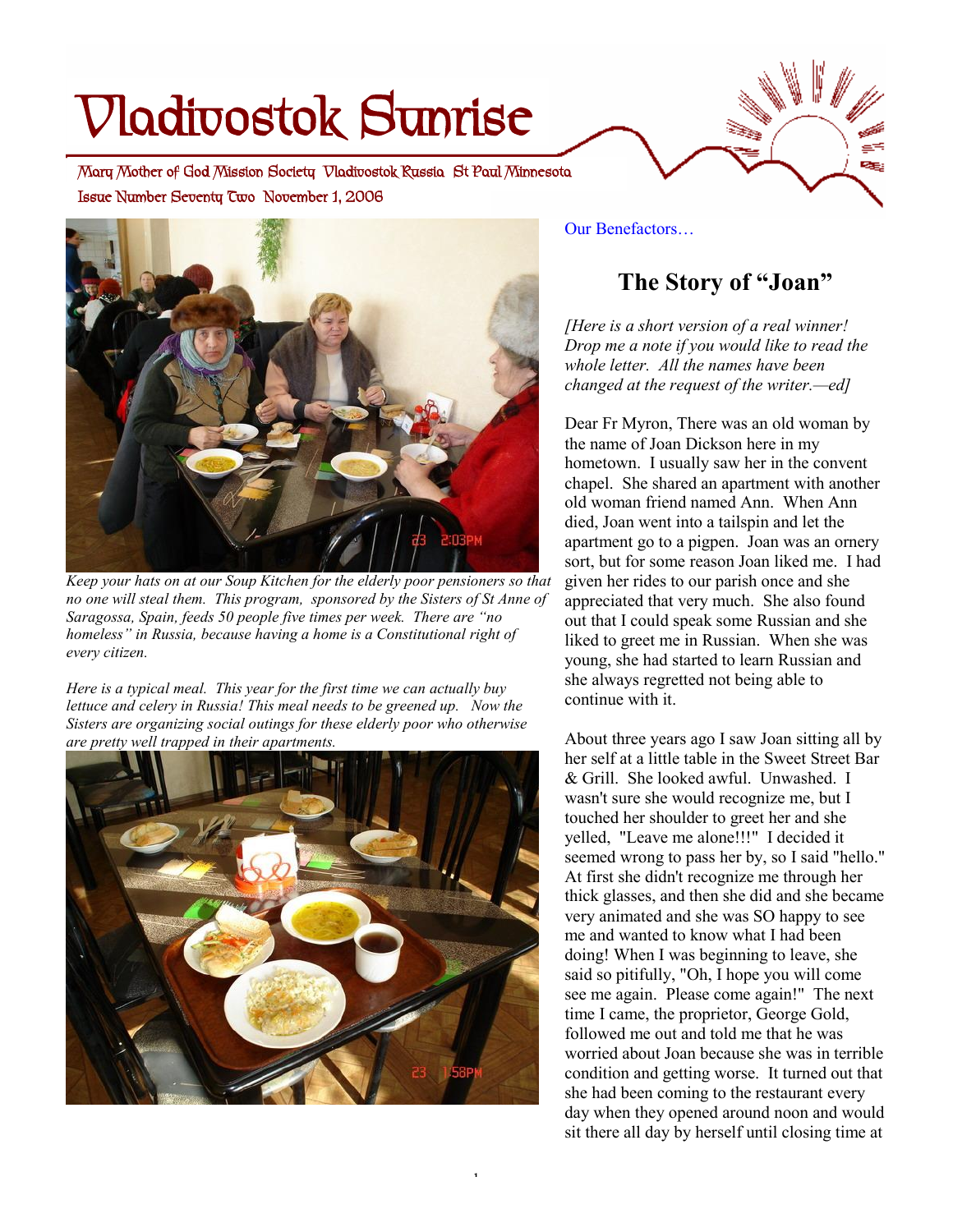# Vladivostok Sunrise

Mary Mother of God Mission Society Vladivostok Russia St Paul Minnesota

Issue Number Seventy Two November 1, 2006

*Keep your hats on at our Soup Kitchen for the elderly poor pensioners so that no one will steal them. This program, sponsored by the Sisters of St Anne of Saragossa, Spain, feeds 50 people five times per week. There are "no homeless" in Russia, because having a home is a Constitutional right of every citizen.*

*Here is a typical meal. This year for the first time we can actually buy lettuce and celery in Russia! This meal needs to be greened up. Now the Sisters are organizing social outings for these elderly poor who otherwise are pretty well trapped in their apartments.*

Our Benefactors…

## The Story of "Joan"

*[Here is a short version of a real winner! Drop me a note if you would like to read the whole letter. All the names have been changed at the request of the writer.—ed]*

Dear Fr Myron, There was an old woman by the name of Joan Dickson here in my hometown. I usually saw her in the convent chapel. She shared an apartment with another old woman friend named Ann. When Ann died, Joan went into a tailspin and let the apartment go to a pigpen. Joan was an ornery sort, but for some reason Joan liked me. I had given her rides to our parish once and she appreciated that very much. She also found out that I could speak some Russian and she liked to greet me in Russian. When she was young, she had started to learn Russian and she always regretted not being able to continue with it.

About three years ago I saw Joan sitting all by her self at a little table in the Sweet Street Bar & Grill. She looked awful. Unwashed. I wasn't sure she would recognize me, but I touched her shoulder to greet her and she yelled, "Leave me alone!!!" I decided it seemed wrong to pass her by, so I said "hello." At first she didn't recognize me through her thick glasses, and then she did and she became very animated and she was SO happy to see me and wanted to know what I had been doing! When I was beginning to leave, she said so pitifully, "Oh, I hope you will come see me again. Please come again!" The next time I came, the proprietor, George Gold, followed me out and told me that he was worried about Joan because she was in terrible condition and getting worse. It turned out that she had been coming to the restaurant every day when they opened around noon and would sit there all day by herself until closing time at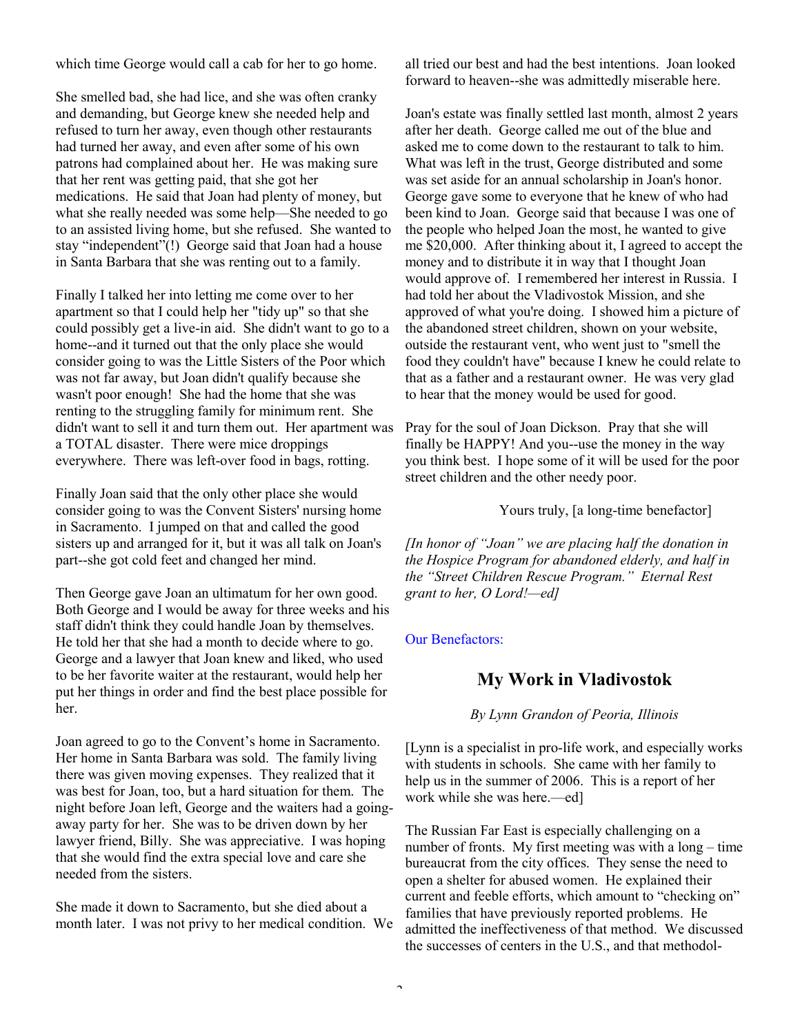which time George would call a cab for her to go home.

She smelled bad, she had lice, and she was often cranky and demanding, but George knew she needed help and refused to turn her away, even though other restaurants had turned her away, and even after some of his own patrons had complained about her. He was making sure that her rent was getting paid, that she got her medications. He said that Joan had plenty of money, but what she really needed was some help—She needed to go to an assisted living home, but she refused. She wanted to stay "independent"(!) George said that Joan had a house in Santa Barbara that she was renting out to a family.

Finally I talked her into letting me come over to her apartment so that I could help her "tidy up" so that she could possibly get a live-in aid. She didn't want to go to a home--and it turned out that the only place she would consider going to was the Little Sisters of the Poor which was not far away, but Joan didn't qualify because she wasn't poor enough! She had the home that she was renting to the struggling family for minimum rent. She didn't want to sell it and turn them out. Her apartment was a TOTAL disaster. There were mice droppings everywhere. There was left-over food in bags, rotting.

Finally Joan said that the only other place she would consider going to was the Convent Sisters' nursing home in Sacramento. I jumped on that and called the good sisters up and arranged for it, but it was all talk on Joan's part--she got cold feet and changed her mind.

Then George gave Joan an ultimatum for her own good. Both George and I would be away for three weeks and his staff didn't think they could handle Joan by themselves. He told her that she had a month to decide where to go. George and a lawyer that Joan knew and liked, who used to be her favorite waiter at the restaurant, would help her put her things in order and find the best place possible for her.

Joan agreed to go to the Convent's home in Sacramento. Her home in Santa Barbara was sold. The family living there was given moving expenses. They realized that it was best for Joan, too, but a hard situation for them. The night before Joan left, George and the waiters had a going-away party for her. She was to be driven down by her lawyer friend, Billy. She was appreciative. I was hoping that she would find the extra special love and care she needed from the sisters.

She made it down to Sacramento, but she died about a month later. I was not privy to her medical condition. We all tried our best and had the best intentions. Joan looked forward to heaven--she was admittedly miserable here.

Joan's estate was finally settled last month, almost 2 years after her death. George called me out of the blue and asked me to come down to the restaurant to talk to him. What was left in the trust, George distributed and some was set aside for an annual scholarship in Joan's honor. George gave some to everyone that he knew of who had been kind to Joan. George said that because I was one of the people who helped Joan the most, he wanted to give me $20,000. After thinking about it, I agreed to accept the money and to distribute it in way that I thought Joan would approve of. I remembered her interest in Russia. I had told her about the Vladivostok Mission, and she approved of what you're doing. I showed him a picture of the abandoned street children, shown on your website, outside the restaurant vent, who went just to "smell the food they couldn't have" because I knew he could relate to that as a father and a restaurant owner. He was very glad to hear that the money would be used for good.

Pray for the soul of Joan Dickson. Pray that she will finally be HAPPY! And you--use the money in the way you think best. I hope some of it will be used for the poor street children and the other needy poor.

Yours truly, [a long-time benefactor]

*[In honor of "Joan" we are placing half the donation in the Hospice Program for abandoned elderly, and half in the "Street Children Rescue Program." Eternal Rest grant to her, O Lord!—ed]*

Our Benefactors:

## My Work in Vladivostok

*By Lynn Grandon of Peoria, Illinois*

[Lynn is a specialist in pro-life work, and especially works with students in schools. She came with her family to help us in the summer of 2006. This is a report of her work while she was here.—ed]

The Russian Far East is especially challenging on a number of fronts. My first meeting was with a long – time bureaucrat from the city offices. They sense the need to open a shelter for abused women. He explained their current and feeble efforts, which amount to "checking on" families that have previously reported problems. He admitted the ineffectiveness of that method. We discussed the successes of centers in the U.S., and that methodol-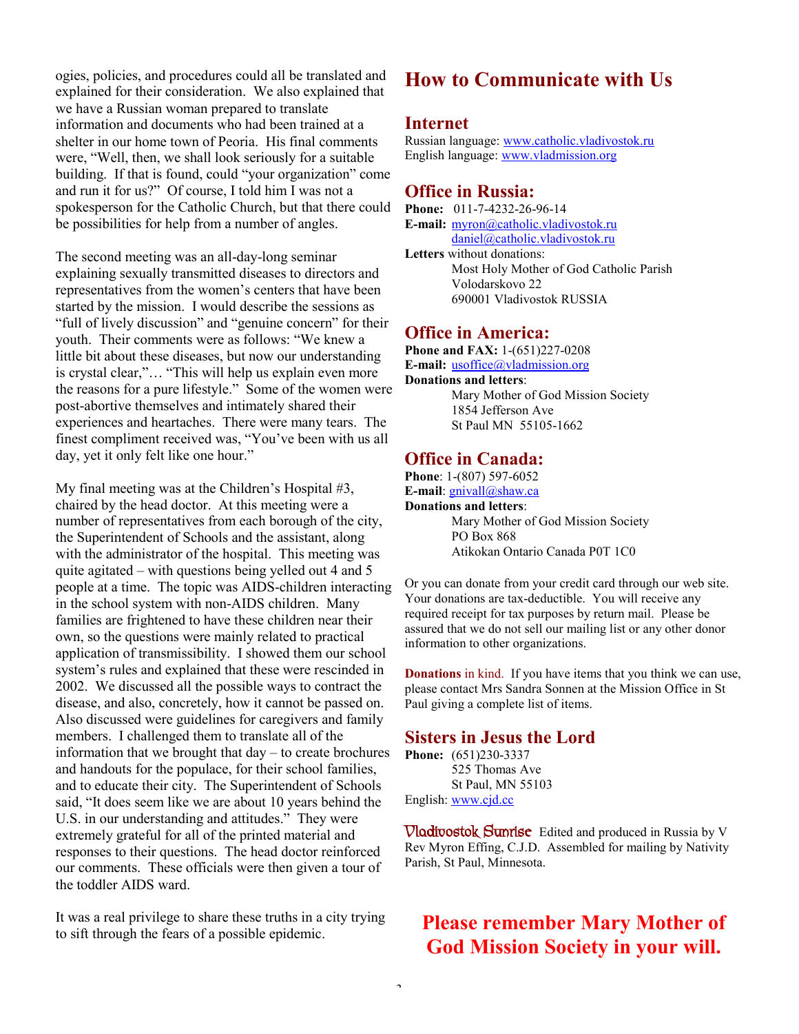ogies, policies, and procedures could all be translated and explained for their consideration. We also explained that we have a Russian woman prepared to translate information and documents who had been trained at a shelter in our home town of Peoria. His final comments were, "Well, then, we shall look seriously for a suitable building. If that is found, could "your organization" come and run it for us?" Of course, I told him I was not a spokesperson for the Catholic Church, but that there could be possibilities for help from a number of angles.

The second meeting was an all-day-long seminar explaining sexually transmitted diseases to directors and representatives from the women's centers that have been started by the mission. I would describe the sessions as "full of lively discussion" and "genuine concern" for their youth. Their comments were as follows: "We knew a little bit about these diseases, but now our understanding is crystal clear,"… "This will help us explain even more the reasons for a pure lifestyle." Some of the women were post-abortive themselves and intimately shared their experiences and heartaches. There were many tears. The finest compliment received was, "You've been with us all day, yet it only felt like one hour."

My final meeting was at the Children's Hospital #3, chaired by the head doctor. At this meeting were a number of representatives from each borough of the city, the Superintendent of Schools and the assistant, along with the administrator of the hospital. This meeting was quite agitated – with questions being yelled out 4 and 5 people at a time. The topic was AIDS-children interacting in the school system with non-AIDS children. Many families are frightened to have these children near their own, so the questions were mainly related to practical application of transmissibility. I showed them our school system's rules and explained that these were rescinded in 2002. We discussed all the possible ways to contract the disease, and also, concretely, how it cannot be passed on. Also discussed were guidelines for caregivers and family members. I challenged them to translate all of the information that we brought that day – to create brochures and handouts for the populace, for their school families, and to educate their city. The Superintendent of Schools said, "It does seem like we are about 10 years behind the U.S. in our understanding and attitudes." They were extremely grateful for all of the printed material and responses to their questions. The head doctor reinforced our comments. These officials were then given a tour of the toddler AIDS ward.

It was a real privilege to share these truths in a city trying to sift through the fears of a possible epidemic.

# How to Communicate with Us

## Internet

Russian language: www.catholic.vladivostok.ru
English language: www.vladmission.org

## Office in Russia:

**Phone:** 011-7-4232-26-96-14
**E-mail:** myron@catholic.vladivostok.ru
daniel@catholic.vladivostok.ru
**Letters** without donations:
Most Holy Mother of God Catholic Parish
Volodarskovo 22
690001 Vladivostok RUSSIA

## Office in America:

**Phone and FAX:** 1-(651)227-0208
**E-mail:** usoffice@vladmission.org
**Donations and letters**:
Mary Mother of God Mission Society
1854 Jefferson Ave
St Paul MN 55105-1662

## Office in Canada:

**Phone**: 1-(807) 597-6052
**E-mail**: gnivall@shaw.ca
**Donations and letters**:
Mary Mother of God Mission Society
PO Box 868
Atikokan Ontario Canada P0T 1C0

Or you can donate from your credit card through our web site. Your donations are tax-deductible. You will receive any required receipt for tax purposes by return mail. Please be assured that we do not sell our mailing list or any other donor information to other organizations.

**Donations** in kind. If you have items that you think we can use, please contact Mrs Sandra Sonnen at the Mission Office in St Paul giving a complete list of items.

## Sisters in Jesus the Lord

**Phone:** (651)230-3337
525 Thomas Ave
St Paul, MN 55103
English: www.cjd.cc

**Vladivostok Sunrise** Edited and produced in Russia by V Rev Myron Effing, C.J.D. Assembled for mailing by Nativity Parish, St Paul, Minnesota.

**Please remember Mary Mother of God Mission Society in your will.**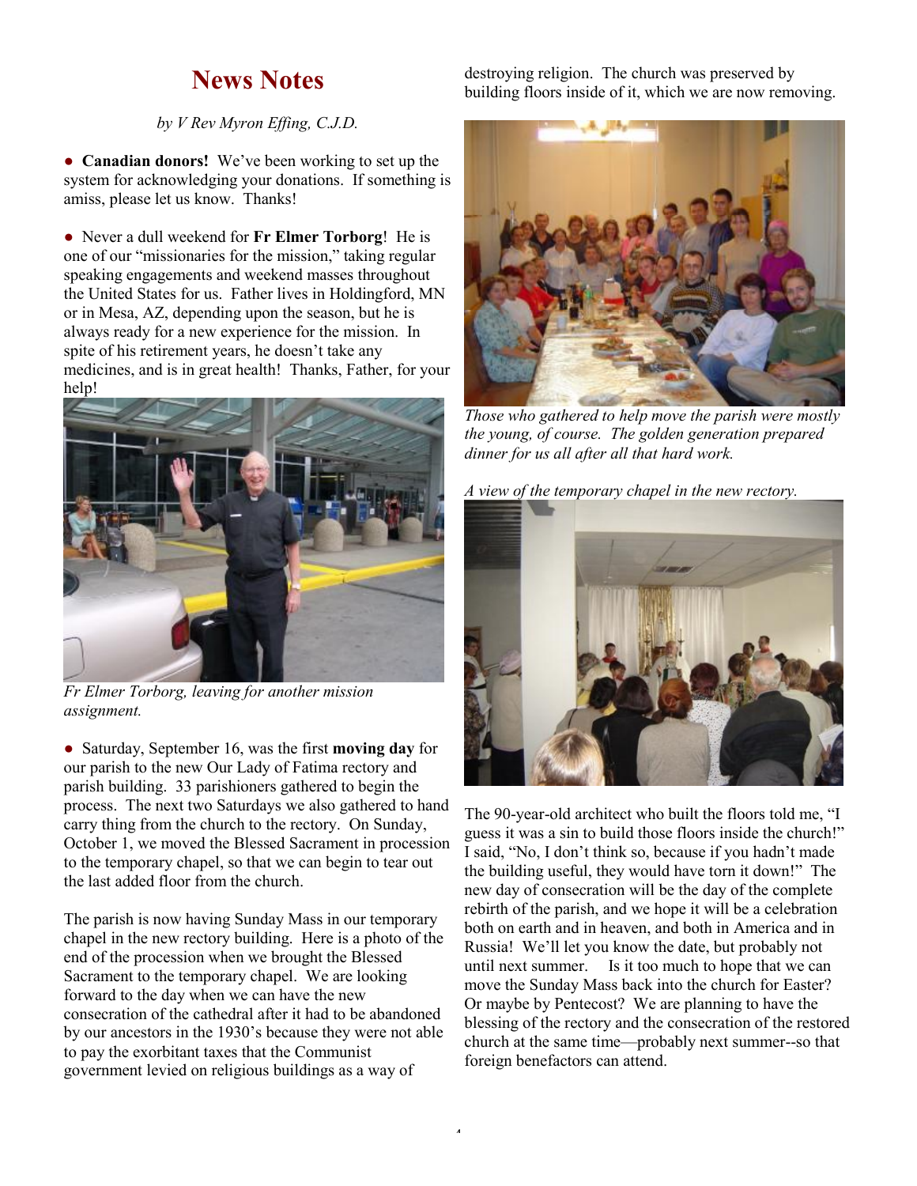# News Notes

*by V Rev Myron Effing, C.J.D.*

● **Canadian donors!** We've been working to set up the system for acknowledging your donations. If something is amiss, please let us know. Thanks!

● Never a dull weekend for **Fr Elmer Torborg**! He is one of our "missionaries for the mission," taking regular speaking engagements and weekend masses throughout the United States for us. Father lives in Holdingford, MN or in Mesa, AZ, depending upon the season, but he is always ready for a new experience for the mission. In spite of his retirement years, he doesn't take any medicines, and is in great health! Thanks, Father, for your help!

*Fr Elmer Torborg, leaving for another mission assignment.*

● Saturday, September 16, was the first **moving day** for our parish to the new Our Lady of Fatima rectory and parish building. 33 parishioners gathered to begin the process. The next two Saturdays we also gathered to hand carry thing from the church to the rectory. On Sunday, October 1, we moved the Blessed Sacrament in procession to the temporary chapel, so that we can begin to tear out the last added floor from the church.

The parish is now having Sunday Mass in our temporary chapel in the new rectory building. Here is a photo of the end of the procession when we brought the Blessed Sacrament to the temporary chapel. We are looking forward to the day when we can have the new consecration of the cathedral after it had to be abandoned by our ancestors in the 1930's because they were not able to pay the exorbitant taxes that the Communist government levied on religious buildings as a way of destroying religion. The church was preserved by building floors inside of it, which we are now removing.

*Those who gathered to help move the parish were mostly the young, of course. The golden generation prepared dinner for us all after all that hard work.*

*A view of the temporary chapel in the new rectory.*

The 90-year-old architect who built the floors told me, "I guess it was a sin to build those floors inside the church!" I said, "No, I don't think so, because if you hadn't made the building useful, they would have torn it down!" The new day of consecration will be the day of the complete rebirth of the parish, and we hope it will be a celebration both on earth and in heaven, and both in America and in Russia! We'll let you know the date, but probably not until next summer. Is it too much to hope that we can move the Sunday Mass back into the church for Easter? Or maybe by Pentecost? We are planning to have the blessing of the rectory and the consecration of the restored church at the same time—probably next summer--so that foreign benefactors can attend.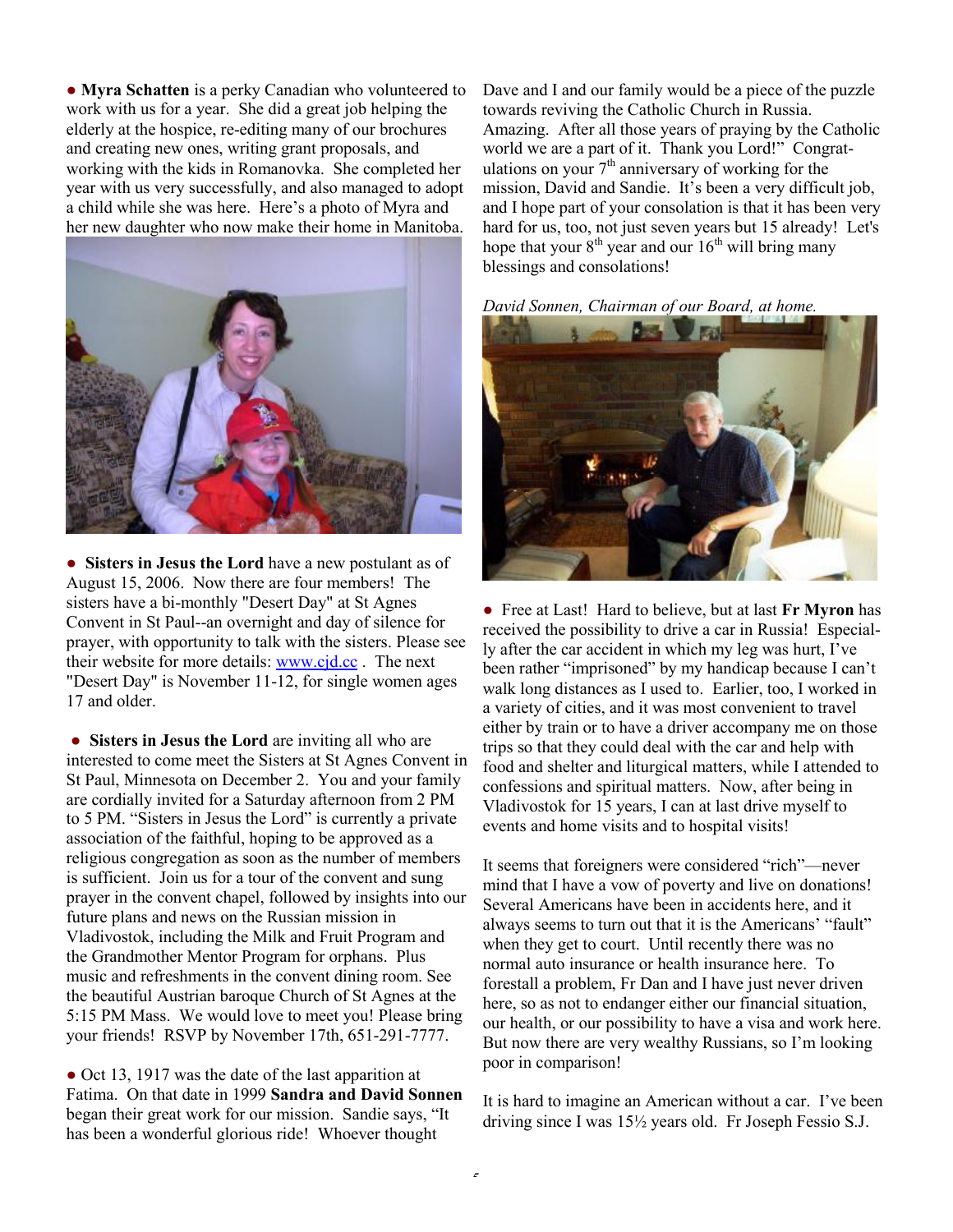● **Myra Schatten** is a perky Canadian who volunteered to work with us for a year. She did a great job helping the elderly at the hospice, re-editing many of our brochures and creating new ones, writing grant proposals, and working with the kids in Romanovka. She completed her year with us very successfully, and also managed to adopt a child while she was here. Here's a photo of Myra and her new daughter who now make their home in Manitoba.

● **Sisters in Jesus the Lord** have a new postulant as of August 15, 2006. Now there are four members! The sisters have a bi-monthly "Desert Day" at St Agnes Convent in St Paul--an overnight and day of silence for prayer, with opportunity to talk with the sisters. Please see their website for more details: [www.cjd.cc](http://www.cjd.cc) . The next "Desert Day" is November 11-12, for single women ages 17 and older.

● **Sisters in Jesus the Lord** are inviting all who are interested to come meet the Sisters at St Agnes Convent in St Paul, Minnesota on December 2. You and your family are cordially invited for a Saturday afternoon from 2 PM to 5 PM. "Sisters in Jesus the Lord" is currently a private association of the faithful, hoping to be approved as a religious congregation as soon as the number of members is sufficient. Join us for a tour of the convent and sung prayer in the convent chapel, followed by insights into our future plans and news on the Russian mission in Vladivostok, including the Milk and Fruit Program and the Grandmother Mentor Program for orphans. Plus music and refreshments in the convent dining room. See the beautiful Austrian baroque Church of St Agnes at the 5:15 PM Mass. We would love to meet you! Please bring your friends! RSVP by November 17th, 651-291-7777.

● Oct 13, 1917 was the date of the last apparition at Fatima. On that date in 1999 **Sandra and David Sonnen** began their great work for our mission. Sandie says, "It has been a wonderful glorious ride! Whoever thought Dave and I and our family would be a piece of the puzzle towards reviving the Catholic Church in Russia. Amazing. After all those years of praying by the Catholic world we are a part of it. Thank you Lord!" Congratulations on your 7th anniversary of working for the mission, David and Sandie. It's been a very difficult job, and I hope part of your consolation is that it has been very hard for us, too, not just seven years but 15 already! Let's hope that your 8th year and our 16th will bring many blessings and consolations!

*David Sonnen, Chairman of our Board, at home.*

● Free at Last! Hard to believe, but at last **Fr Myron** has received the possibility to drive a car in Russia! Especially after the car accident in which my leg was hurt, I've been rather "imprisoned" by my handicap because I can't walk long distances as I used to. Earlier, too, I worked in a variety of cities, and it was most convenient to travel either by train or to have a driver accompany me on those trips so that they could deal with the car and help with food and shelter and liturgical matters, while I attended to confessions and spiritual matters. Now, after being in Vladivostok for 15 years, I can at last drive myself to events and home visits and to hospital visits!

It seems that foreigners were considered "rich"—never mind that I have a vow of poverty and live on donations! Several Americans have been in accidents here, and it always seems to turn out that it is the Americans' "fault" when they get to court. Until recently there was no normal auto insurance or health insurance here. To forestall a problem, Fr Dan and I have just never driven here, so as not to endanger either our financial situation, our health, or our possibility to have a visa and work here. But now there are very wealthy Russians, so I'm looking poor in comparison!

It is hard to imagine an American without a car. I've been driving since I was 15½ years old. Fr Joseph Fessio S.J.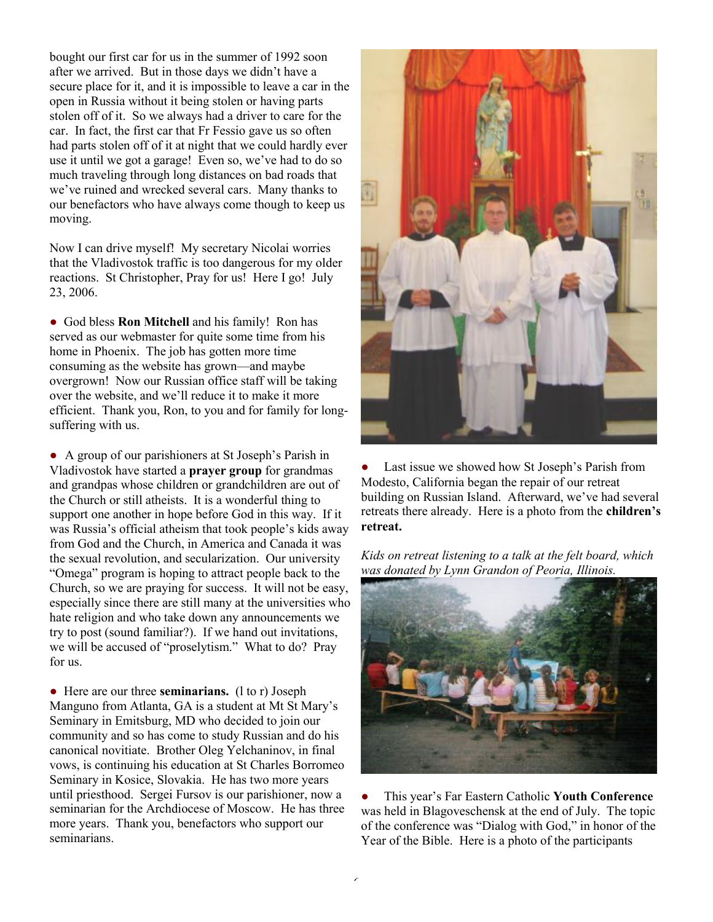bought our first car for us in the summer of 1992 soon after we arrived. But in those days we didn't have a secure place for it, and it is impossible to leave a car in the open in Russia without it being stolen or having parts stolen off of it. So we always had a driver to care for the car. In fact, the first car that Fr Fessio gave us so often had parts stolen off of it at night that we could hardly ever use it until we got a garage! Even so, we've had to do so much traveling through long distances on bad roads that we've ruined and wrecked several cars. Many thanks to our benefactors who have always come though to keep us moving.

Now I can drive myself! My secretary Nicolai worries that the Vladivostok traffic is too dangerous for my older reactions. St Christopher, Pray for us! Here I go! July 23, 2006.

● God bless **Ron Mitchell** and his family! Ron has served as our webmaster for quite some time from his home in Phoenix. The job has gotten more time consuming as the website has grown—and maybe overgrown! Now our Russian office staff will be taking over the website, and we'll reduce it to make it more efficient. Thank you, Ron, to you and for family for long-suffering with us.

● A group of our parishioners at St Joseph's Parish in Vladivostok have started a **prayer group** for grandmas and grandpas whose children or grandchildren are out of the Church or still atheists. It is a wonderful thing to support one another in hope before God in this way. If it was Russia's official atheism that took people's kids away from God and the Church, in America and Canada it was the sexual revolution, and secularization. Our university "Omega" program is hoping to attract people back to the Church, so we are praying for success. It will not be easy, especially since there are still many at the universities who hate religion and who take down any announcements we try to post (sound familiar?). If we hand out invitations, we will be accused of "proselytism." What to do? Pray for us.

● Here are our three **seminarians.** (l to r) Joseph Manguno from Atlanta, GA is a student at Mt St Mary's Seminary in Emitsburg, MD who decided to join our community and so has come to study Russian and do his canonical novitiate. Brother Oleg Yelchaninov, in final vows, is continuing his education at St Charles Borromeo Seminary in Kosice, Slovakia. He has two more years until priesthood. Sergei Fursov is our parishioner, now a seminarian for the Archdiocese of Moscow. He has three more years. Thank you, benefactors who support our seminarians.

● Last issue we showed how St Joseph's Parish from Modesto, California began the repair of our retreat building on Russian Island. Afterward, we've had several retreats there already. Here is a photo from the **children's retreat.**

*Kids on retreat listening to a talk at the felt board, which was donated by Lynn Grandon of Peoria, Illinois.*

● This year's Far Eastern Catholic **Youth Conference** was held in Blagoveschensk at the end of July. The topic of the conference was "Dialog with God," in honor of the Year of the Bible. Here is a photo of the participants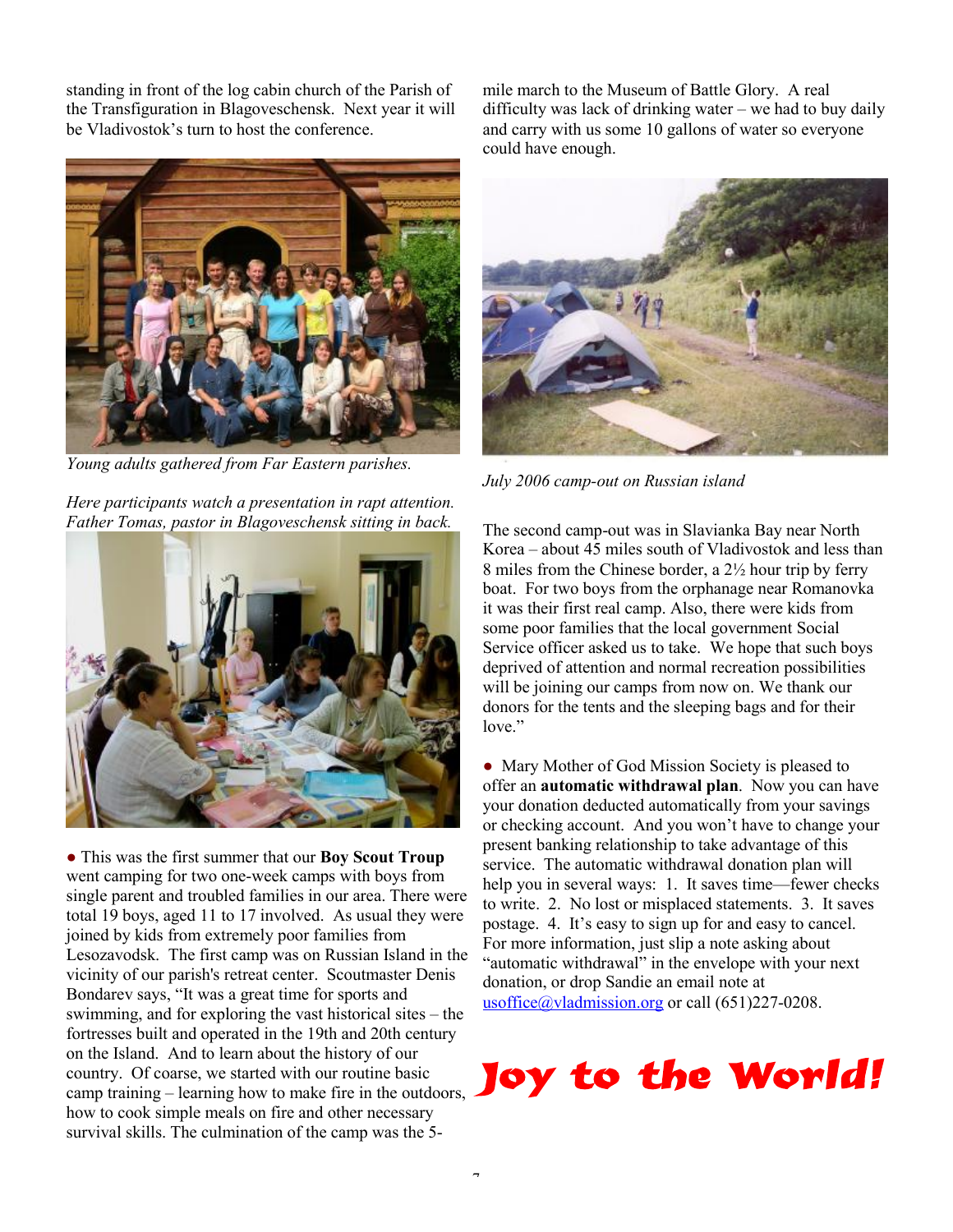standing in front of the log cabin church of the Parish of the Transfiguration in Blagoveschensk. Next year it will be Vladivostok's turn to host the conference.

*Young adults gathered from Far Eastern parishes.*

*Here participants watch a presentation in rapt attention. Father Tomas, pastor in Blagoveschensk sitting in back.*

● This was the first summer that our **Boy Scout Troup** went camping for two one-week camps with boys from single parent and troubled families in our area. There were total 19 boys, aged 11 to 17 involved. As usual they were joined by kids from extremely poor families from Lesozavodsk. The first camp was on Russian Island in the vicinity of our parish's retreat center. Scoutmaster Denis Bondarev says, "It was a great time for sports and swimming, and for exploring the vast historical sites – the fortresses built and operated in the 19th and 20th century on the Island. And to learn about the history of our country. Of coarse, we started with our routine basic camp training – learning how to make fire in the outdoors, how to cook simple meals on fire and other necessary survival skills. The culmination of the camp was the 5-mile march to the Museum of Battle Glory. A real difficulty was lack of drinking water – we had to buy daily and carry with us some 10 gallons of water so everyone could have enough.

*July 2006 camp-out on Russian island*

The second camp-out was in Slavianka Bay near North Korea – about 45 miles south of Vladivostok and less than 8 miles from the Chinese border, a 2½ hour trip by ferry boat. For two boys from the orphanage near Romanovka it was their first real camp. Also, there were kids from some poor families that the local government Social Service officer asked us to take. We hope that such boys deprived of attention and normal recreation possibilities will be joining our camps from now on. We thank our donors for the tents and the sleeping bags and for their love."

● Mary Mother of God Mission Society is pleased to offer an **automatic withdrawal plan**. Now you can have your donation deducted automatically from your savings or checking account. And you won't have to change your present banking relationship to take advantage of this service. The automatic withdrawal donation plan will help you in several ways: 1. It saves time—fewer checks to write. 2. No lost or misplaced statements. 3. It saves postage. 4. It's easy to sign up for and easy to cancel. For more information, just slip a note asking about "automatic withdrawal" in the envelope with your next donation, or drop Sandie an email note at usoffice@vladmission.org or call (651)227-0208.

# Joy to the World!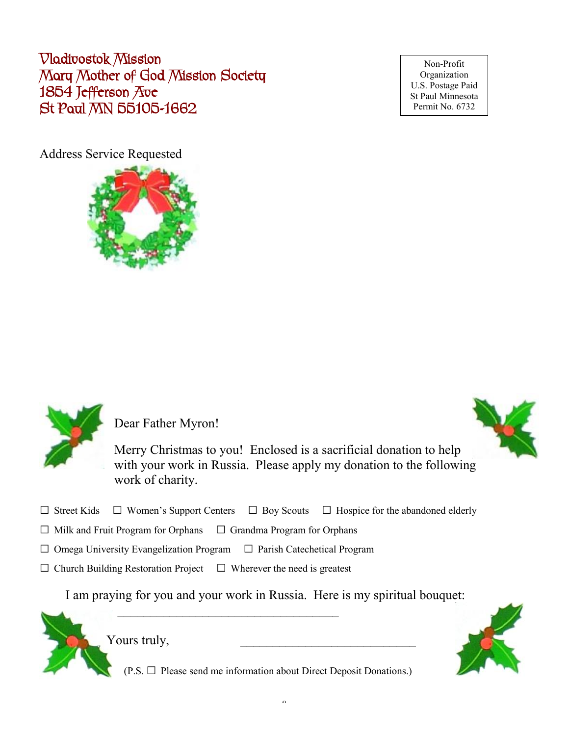Vladivostok Mission
Mary Mother of God Mission Society
1854 Jefferson Ave
St Paul MN 55105-1662

Non-Profit
Organization
U.S. Postage Paid
St Paul Minnesota
Permit No. 6732

Address Service Requested

Dear Father Myron!

Merry Christmas to you! Enclosed is a sacrificial donation to help with your work in Russia. Please apply my donation to the following work of charity.

☐ Street Kids ☐ Women's Support Centers ☐ Boy Scouts ☐ Hospice for the abandoned elderly

☐ Milk and Fruit Program for Orphans ☐ Grandma Program for Orphans

☐ Omega University Evangelization Program ☐ Parish Catechetical Program

☐ Church Building Restoration Project ☐ Wherever the need is greatest

I am praying for you and your work in Russia. Here is my spiritual bouquet:

\_\_\_\_\_\_\_\_\_\_\_\_\_\_\_\_\_\_\_\_\_\_\_\_\_\_\_\_\_\_\_\_\_\_\_\_

Yours truly, \_\_\_\_\_\_\_\_\_\_\_\_\_\_\_\_\_\_\_\_\_\_\_\_\_\_\_\_\_

(P.S. ☐ Please send me information about Direct Deposit Donations.)